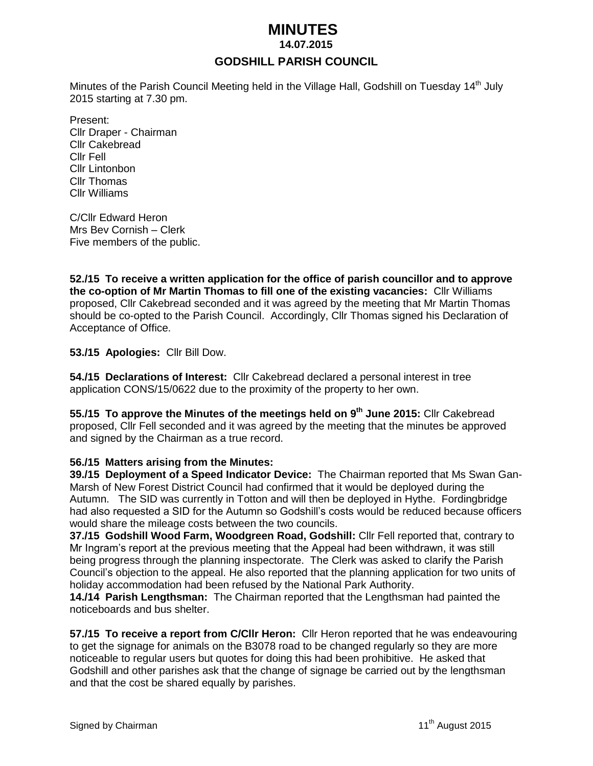# MINUTES

**14.07.2015**

## GODSHILL PARISH COUNCIL

Minutes of the Parish Council Meeting held in the Village Hall, Godshill on Tuesday 14th July 2015 starting at 7.30 pm.

Present:
Cllr Draper - Chairman
Cllr Cakebread
Cllr Fell
Cllr Lintonbon
Cllr Thomas
Cllr Williams

C/Cllr Edward Heron
Mrs Bev Cornish – Clerk
Five members of the public.

**52./15 To receive a written application for the office of parish councillor and to approve the co-option of Mr Martin Thomas to fill one of the existing vacancies:** Cllr Williams proposed, Cllr Cakebread seconded and it was agreed by the meeting that Mr Martin Thomas should be co-opted to the Parish Council. Accordingly, Cllr Thomas signed his Declaration of Acceptance of Office.

**53./15 Apologies:** Cllr Bill Dow.

**54./15 Declarations of Interest:** Cllr Cakebread declared a personal interest in tree application CONS/15/0622 due to the proximity of the property to her own.

**55./15 To approve the Minutes of the meetings held on 9th June 2015:** Cllr Cakebread proposed, Cllr Fell seconded and it was agreed by the meeting that the minutes be approved and signed by the Chairman as a true record.

**56./15 Matters arising from the Minutes:**

**39./15 Deployment of a Speed Indicator Device:** The Chairman reported that Ms Swan Gan-Marsh of New Forest District Council had confirmed that it would be deployed during the Autumn. The SID was currently in Totton and will then be deployed in Hythe. Fordingbridge had also requested a SID for the Autumn so Godshill's costs would be reduced because officers would share the mileage costs between the two councils.

**37./15 Godshill Wood Farm, Woodgreen Road, Godshill:** Cllr Fell reported that, contrary to Mr Ingram's report at the previous meeting that the Appeal had been withdrawn, it was still being progress through the planning inspectorate. The Clerk was asked to clarify the Parish Council's objection to the appeal. He also reported that the planning application for two units of holiday accommodation had been refused by the National Park Authority.

**14./14 Parish Lengthsman:** The Chairman reported that the Lengthsman had painted the noticeboards and bus shelter.

**57./15 To receive a report from C/Cllr Heron:** Cllr Heron reported that he was endeavouring to get the signage for animals on the B3078 road to be changed regularly so they are more noticeable to regular users but quotes for doing this had been prohibitive. He asked that Godshill and other parishes ask that the change of signage be carried out by the lengthsman and that the cost be shared equally by parishes.

Signed by Chairman 11th August 2015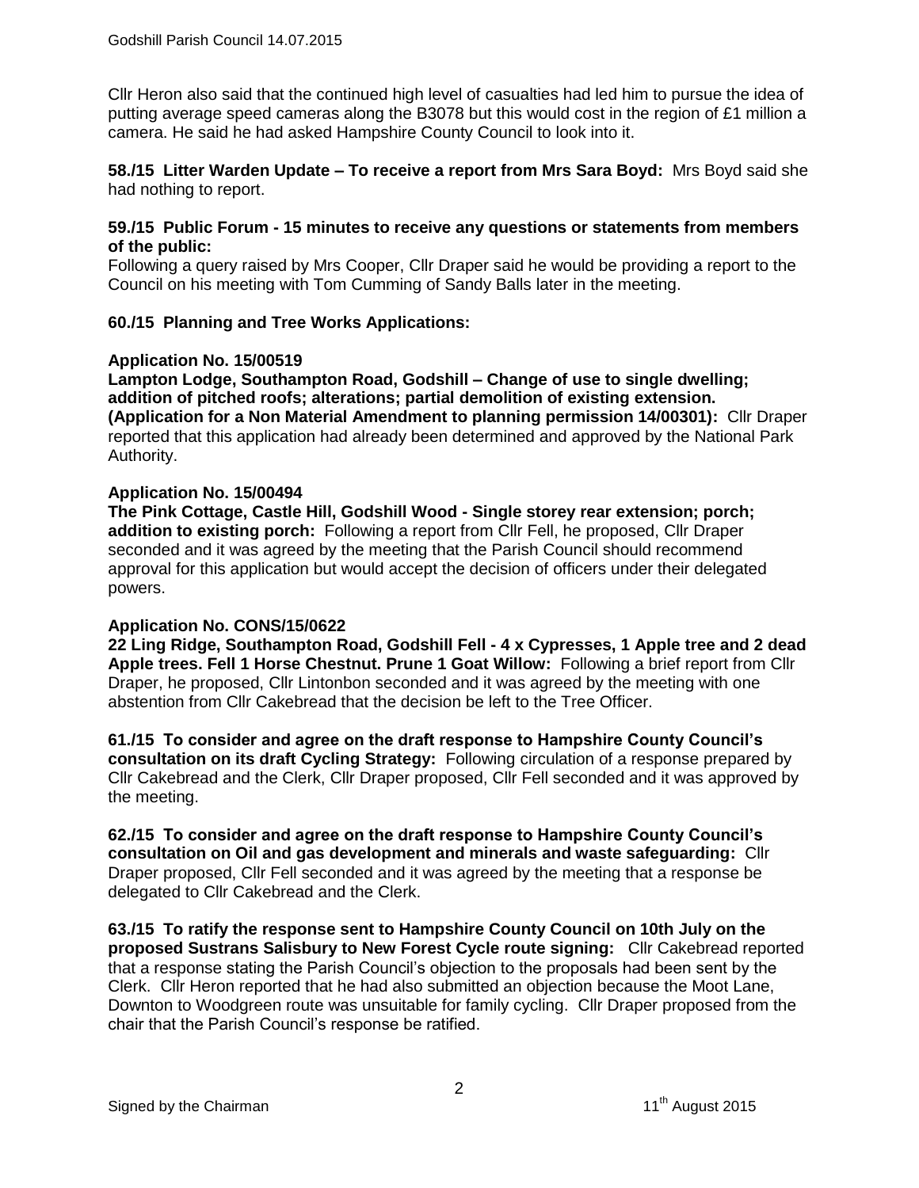Cllr Heron also said that the continued high level of casualties had led him to pursue the idea of putting average speed cameras along the B3078 but this would cost in the region of £1 million a camera. He said he had asked Hampshire County Council to look into it.

**58./15 Litter Warden Update – To receive a report from Mrs Sara Boyd:** Mrs Boyd said she had nothing to report.

**59./15 Public Forum - 15 minutes to receive any questions or statements from members of the public:**
Following a query raised by Mrs Cooper, Cllr Draper said he would be providing a report to the Council on his meeting with Tom Cumming of Sandy Balls later in the meeting.

**60./15 Planning and Tree Works Applications:**

**Application No. 15/00519**
**Lampton Lodge, Southampton Road, Godshill – Change of use to single dwelling; addition of pitched roofs; alterations; partial demolition of existing extension. (Application for a Non Material Amendment to planning permission 14/00301):** Cllr Draper reported that this application had already been determined and approved by the National Park Authority.

**Application No. 15/00494**
**The Pink Cottage, Castle Hill, Godshill Wood - Single storey rear extension; porch; addition to existing porch:** Following a report from Cllr Fell, he proposed, Cllr Draper seconded and it was agreed by the meeting that the Parish Council should recommend approval for this application but would accept the decision of officers under their delegated powers.

**Application No. CONS/15/0622**
**22 Ling Ridge, Southampton Road, Godshill Fell - 4 x Cypresses, 1 Apple tree and 2 dead Apple trees. Fell 1 Horse Chestnut. Prune 1 Goat Willow:** Following a brief report from Cllr Draper, he proposed, Cllr Lintonbon seconded and it was agreed by the meeting with one abstention from Cllr Cakebread that the decision be left to the Tree Officer.

**61./15 To consider and agree on the draft response to Hampshire County Council's consultation on its draft Cycling Strategy:** Following circulation of a response prepared by Cllr Cakebread and the Clerk, Cllr Draper proposed, Cllr Fell seconded and it was approved by the meeting.

**62./15 To consider and agree on the draft response to Hampshire County Council's consultation on Oil and gas development and minerals and waste safeguarding:** Cllr Draper proposed, Cllr Fell seconded and it was agreed by the meeting that a response be delegated to Cllr Cakebread and the Clerk.

**63./15 To ratify the response sent to Hampshire County Council on 10th July on the proposed Sustrans Salisbury to New Forest Cycle route signing:** Cllr Cakebread reported that a response stating the Parish Council's objection to the proposals had been sent by the Clerk. Cllr Heron reported that he had also submitted an objection because the Moot Lane, Downton to Woodgreen route was unsuitable for family cycling. Cllr Draper proposed from the chair that the Parish Council's response be ratified.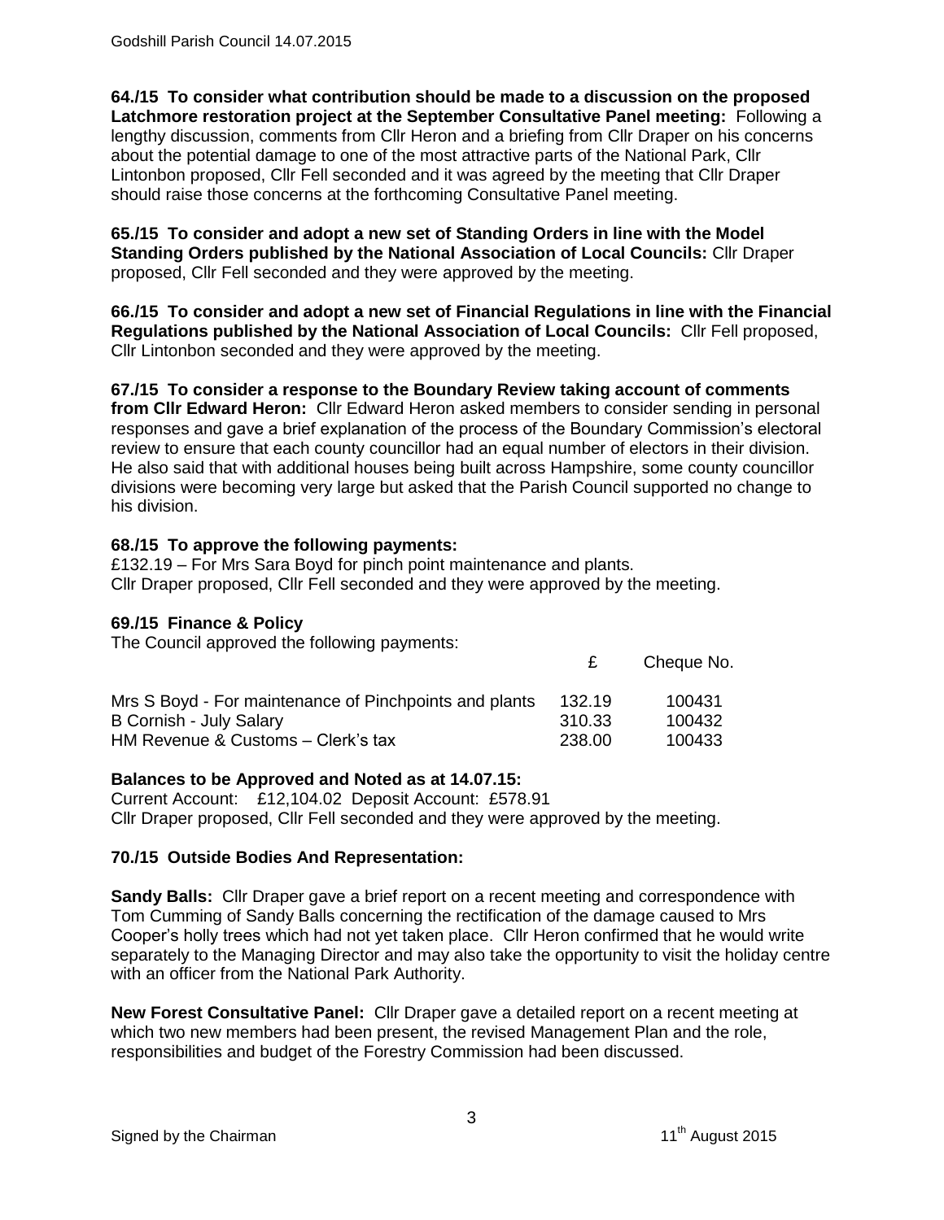**64./15 To consider what contribution should be made to a discussion on the proposed Latchmore restoration project at the September Consultative Panel meeting:** Following a lengthy discussion, comments from Cllr Heron and a briefing from Cllr Draper on his concerns about the potential damage to one of the most attractive parts of the National Park, Cllr Lintonbon proposed, Cllr Fell seconded and it was agreed by the meeting that Cllr Draper should raise those concerns at the forthcoming Consultative Panel meeting.

**65./15 To consider and adopt a new set of Standing Orders in line with the Model Standing Orders published by the National Association of Local Councils:** Cllr Draper proposed, Cllr Fell seconded and they were approved by the meeting.

**66./15 To consider and adopt a new set of Financial Regulations in line with the Financial Regulations published by the National Association of Local Councils:** Cllr Fell proposed, Cllr Lintonbon seconded and they were approved by the meeting.

**67./15 To consider a response to the Boundary Review taking account of comments from Cllr Edward Heron:** Cllr Edward Heron asked members to consider sending in personal responses and gave a brief explanation of the process of the Boundary Commission's electoral review to ensure that each county councillor had an equal number of electors in their division. He also said that with additional houses being built across Hampshire, some county councillor divisions were becoming very large but asked that the Parish Council supported no change to his division.

**68./15 To approve the following payments:**

£132.19 – For Mrs Sara Boyd for pinch point maintenance and plants.
Cllr Draper proposed, Cllr Fell seconded and they were approved by the meeting.

**69./15 Finance & Policy**

The Council approved the following payments:

| | £ | Cheque No. |
|---|---|---|
| Mrs S Boyd - For maintenance of Pinchpoints and plants | 132.19 | 100431 |
| B Cornish - July Salary | 310.33 | 100432 |
| HM Revenue & Customs – Clerk's tax | 238.00 | 100433 |

**Balances to be Approved and Noted as at 14.07.15:**

Current Account: £12,104.02 Deposit Account: £578.91
Cllr Draper proposed, Cllr Fell seconded and they were approved by the meeting.

**70./15 Outside Bodies And Representation:**

**Sandy Balls:** Cllr Draper gave a brief report on a recent meeting and correspondence with Tom Cumming of Sandy Balls concerning the rectification of the damage caused to Mrs Cooper's holly trees which had not yet taken place. Cllr Heron confirmed that he would write separately to the Managing Director and may also take the opportunity to visit the holiday centre with an officer from the National Park Authority.

**New Forest Consultative Panel:** Cllr Draper gave a detailed report on a recent meeting at which two new members had been present, the revised Management Plan and the role, responsibilities and budget of the Forestry Commission had been discussed.

Signed by the Chairman 11th August 2015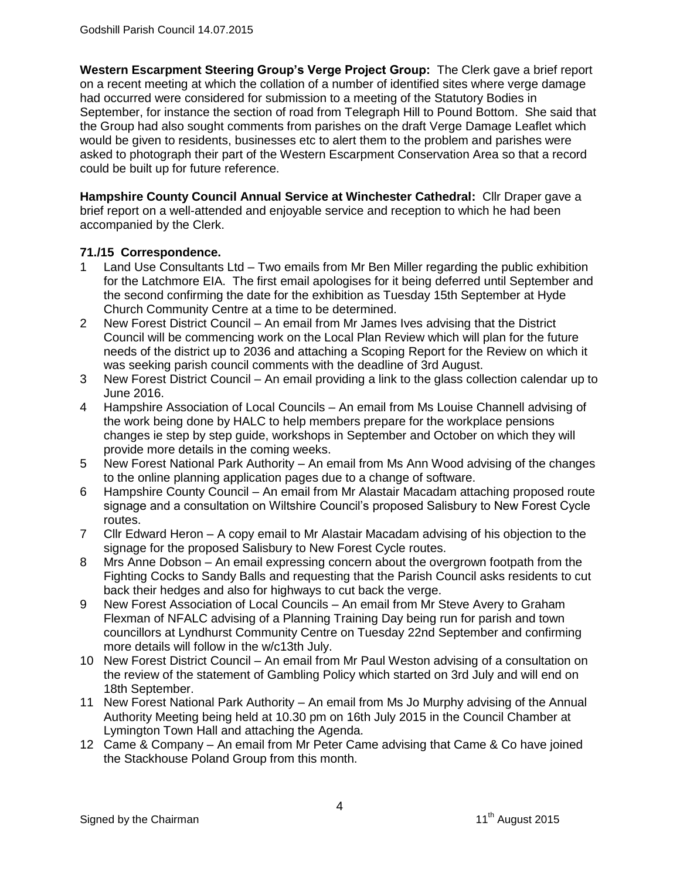**Western Escarpment Steering Group's Verge Project Group:** The Clerk gave a brief report on a recent meeting at which the collation of a number of identified sites where verge damage had occurred were considered for submission to a meeting of the Statutory Bodies in September, for instance the section of road from Telegraph Hill to Pound Bottom. She said that the Group had also sought comments from parishes on the draft Verge Damage Leaflet which would be given to residents, businesses etc to alert them to the problem and parishes were asked to photograph their part of the Western Escarpment Conservation Area so that a record could be built up for future reference.

**Hampshire County Council Annual Service at Winchester Cathedral:** Cllr Draper gave a brief report on a well-attended and enjoyable service and reception to which he had been accompanied by the Clerk.

### 71./15 Correspondence.

1. Land Use Consultants Ltd – Two emails from Mr Ben Miller regarding the public exhibition for the Latchmore EIA. The first email apologises for it being deferred until September and the second confirming the date for the exhibition as Tuesday 15th September at Hyde Church Community Centre at a time to be determined.
2. New Forest District Council – An email from Mr James Ives advising that the District Council will be commencing work on the Local Plan Review which will plan for the future needs of the district up to 2036 and attaching a Scoping Report for the Review on which it was seeking parish council comments with the deadline of 3rd August.
3. New Forest District Council – An email providing a link to the glass collection calendar up to June 2016.
4. Hampshire Association of Local Councils – An email from Ms Louise Channell advising of the work being done by HALC to help members prepare for the workplace pensions changes ie step by step guide, workshops in September and October on which they will provide more details in the coming weeks.
5. New Forest National Park Authority – An email from Ms Ann Wood advising of the changes to the online planning application pages due to a change of software.
6. Hampshire County Council – An email from Mr Alastair Macadam attaching proposed route signage and a consultation on Wiltshire Council's proposed Salisbury to New Forest Cycle routes.
7. Cllr Edward Heron – A copy email to Mr Alastair Macadam advising of his objection to the signage for the proposed Salisbury to New Forest Cycle routes.
8. Mrs Anne Dobson – An email expressing concern about the overgrown footpath from the Fighting Cocks to Sandy Balls and requesting that the Parish Council asks residents to cut back their hedges and also for highways to cut back the verge.
9. New Forest Association of Local Councils – An email from Mr Steve Avery to Graham Flexman of NFALC advising of a Planning Training Day being run for parish and town councillors at Lyndhurst Community Centre on Tuesday 22nd September and confirming more details will follow in the w/c13th July.
10. New Forest District Council – An email from Mr Paul Weston advising of a consultation on the review of the statement of Gambling Policy which started on 3rd July and will end on 18th September.
11. New Forest National Park Authority – An email from Ms Jo Murphy advising of the Annual Authority Meeting being held at 10.30 pm on 16th July 2015 in the Council Chamber at Lymington Town Hall and attaching the Agenda.
12. Came & Company – An email from Mr Peter Came advising that Came & Co have joined the Stackhouse Poland Group from this month.

Signed by the Chairman 11th August 2015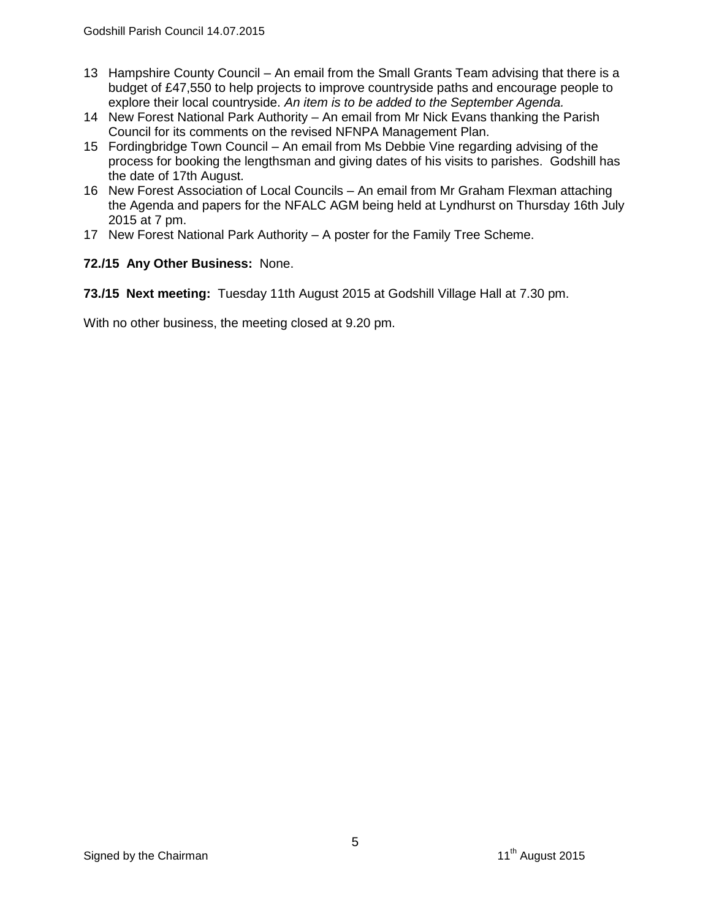13 Hampshire County Council – An email from the Small Grants Team advising that there is a budget of £47,550 to help projects to improve countryside paths and encourage people to explore their local countryside. *An item is to be added to the September Agenda.*
14 New Forest National Park Authority – An email from Mr Nick Evans thanking the Parish Council for its comments on the revised NFNPA Management Plan.
15 Fordingbridge Town Council – An email from Ms Debbie Vine regarding advising of the process for booking the lengthsman and giving dates of his visits to parishes. Godshill has the date of 17th August.
16 New Forest Association of Local Councils – An email from Mr Graham Flexman attaching the Agenda and papers for the NFALC AGM being held at Lyndhurst on Thursday 16th July 2015 at 7 pm.
17 New Forest National Park Authority – A poster for the Family Tree Scheme.

**72./15 Any Other Business:** None.

**73./15 Next meeting:** Tuesday 11th August 2015 at Godshill Village Hall at 7.30 pm.

With no other business, the meeting closed at 9.20 pm.

Signed by the Chairman 11th August 2015